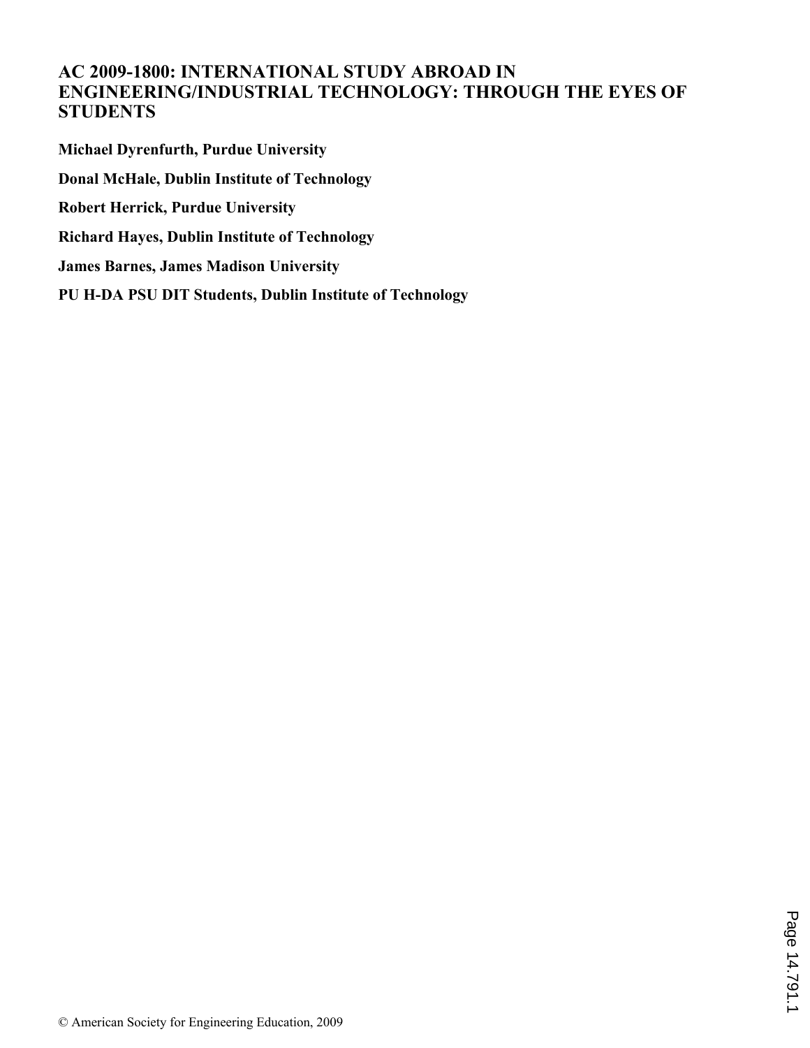# AC 2009-1800: INTERNATIONAL STUDY ABROAD IN ENGINEERING/INDUSTRIAL TECHNOLOGY: THROUGH THE EYES OF STUDENTS

**Michael Dyrenfurth, Purdue University**

**Donal McHale, Dublin Institute of Technology**

**Robert Herrick, Purdue University**

**Richard Hayes, Dublin Institute of Technology**

**James Barnes, James Madison University**

**PU H-DA PSU DIT Students, Dublin Institute of Technology**

© American Society for Engineering Education, 2009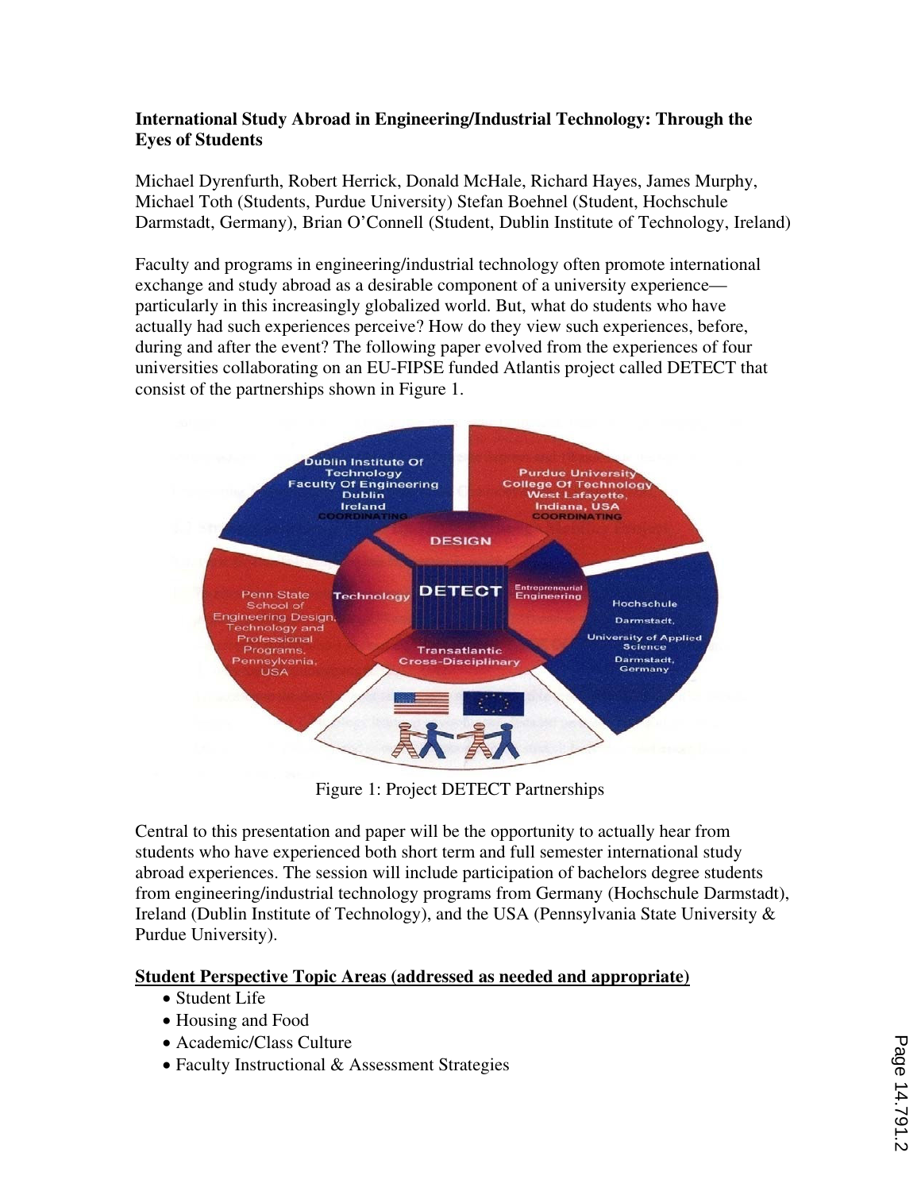**International Study Abroad in Engineering/Industrial Technology: Through the Eyes of Students**

Michael Dyrenfurth, Robert Herrick, Donald McHale, Richard Hayes, James Murphy, Michael Toth (Students, Purdue University) Stefan Boehnel (Student, Hochschule Darmstadt, Germany), Brian O'Connell (Student, Dublin Institute of Technology, Ireland)

Faculty and programs in engineering/industrial technology often promote international exchange and study abroad as a desirable component of a university experience—particularly in this increasingly globalized world. But, what do students who have actually had such experiences perceive? How do they view such experiences, before, during and after the event? The following paper evolved from the experiences of four universities collaborating on an EU-FIPSE funded Atlantis project called DETECT that consist of the partnerships shown in Figure 1.

Figure 1: Project DETECT Partnerships

Central to this presentation and paper will be the opportunity to actually hear from students who have experienced both short term and full semester international study abroad experiences. The session will include participation of bachelors degree students from engineering/industrial technology programs from Germany (Hochschule Darmstadt), Ireland (Dublin Institute of Technology), and the USA (Pennsylvania State University & Purdue University).

**<u>Student Perspective Topic Areas (addressed as needed and appropriate)</u>**

- Student Life
- Housing and Food
- Academic/Class Culture
- Faculty Instructional & Assessment Strategies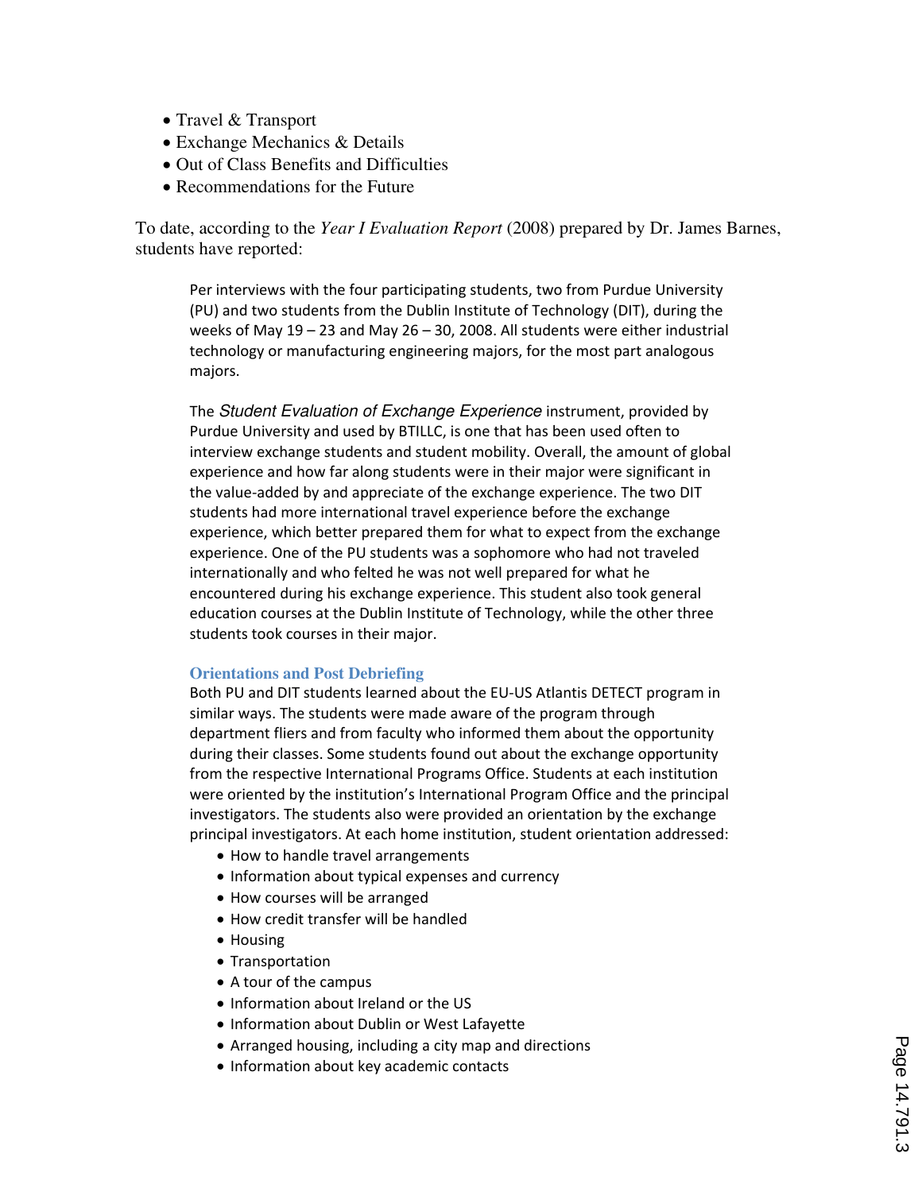- Travel & Transport
- Exchange Mechanics & Details
- Out of Class Benefits and Difficulties
- Recommendations for the Future

To date, according to the *Year I Evaluation Report* (2008) prepared by Dr. James Barnes, students have reported:

> Per interviews with the four participating students, two from Purdue University (PU) and two students from the Dublin Institute of Technology (DIT), during the weeks of May 19 – 23 and May 26 – 30, 2008. All students were either industrial technology or manufacturing engineering majors, for the most part analogous majors.
>
> The *Student Evaluation of Exchange Experience* instrument, provided by Purdue University and used by BTILLC, is one that has been used often to interview exchange students and student mobility. Overall, the amount of global experience and how far along students were in their major were significant in the value-added by and appreciate of the exchange experience. The two DIT students had more international travel experience before the exchange experience, which better prepared them for what to expect from the exchange experience. One of the PU students was a sophomore who had not traveled internationally and who felted he was not well prepared for what he encountered during his exchange experience. This student also took general education courses at the Dublin Institute of Technology, while the other three students took courses in their major.
>
> **Orientations and Post Debriefing**
>
> Both PU and DIT students learned about the EU-US Atlantis DETECT program in similar ways. The students were made aware of the program through department fliers and from faculty who informed them about the opportunity during their classes. Some students found out about the exchange opportunity from the respective International Programs Office. Students at each institution were oriented by the institution's International Program Office and the principal investigators. The students also were provided an orientation by the exchange principal investigators. At each home institution, student orientation addressed:
>
> - How to handle travel arrangements
> - Information about typical expenses and currency
> - How courses will be arranged
> - How credit transfer will be handled
> - Housing
> - Transportation
> - A tour of the campus
> - Information about Ireland or the US
> - Information about Dublin or West Lafayette
> - Arranged housing, including a city map and directions
> - Information about key academic contacts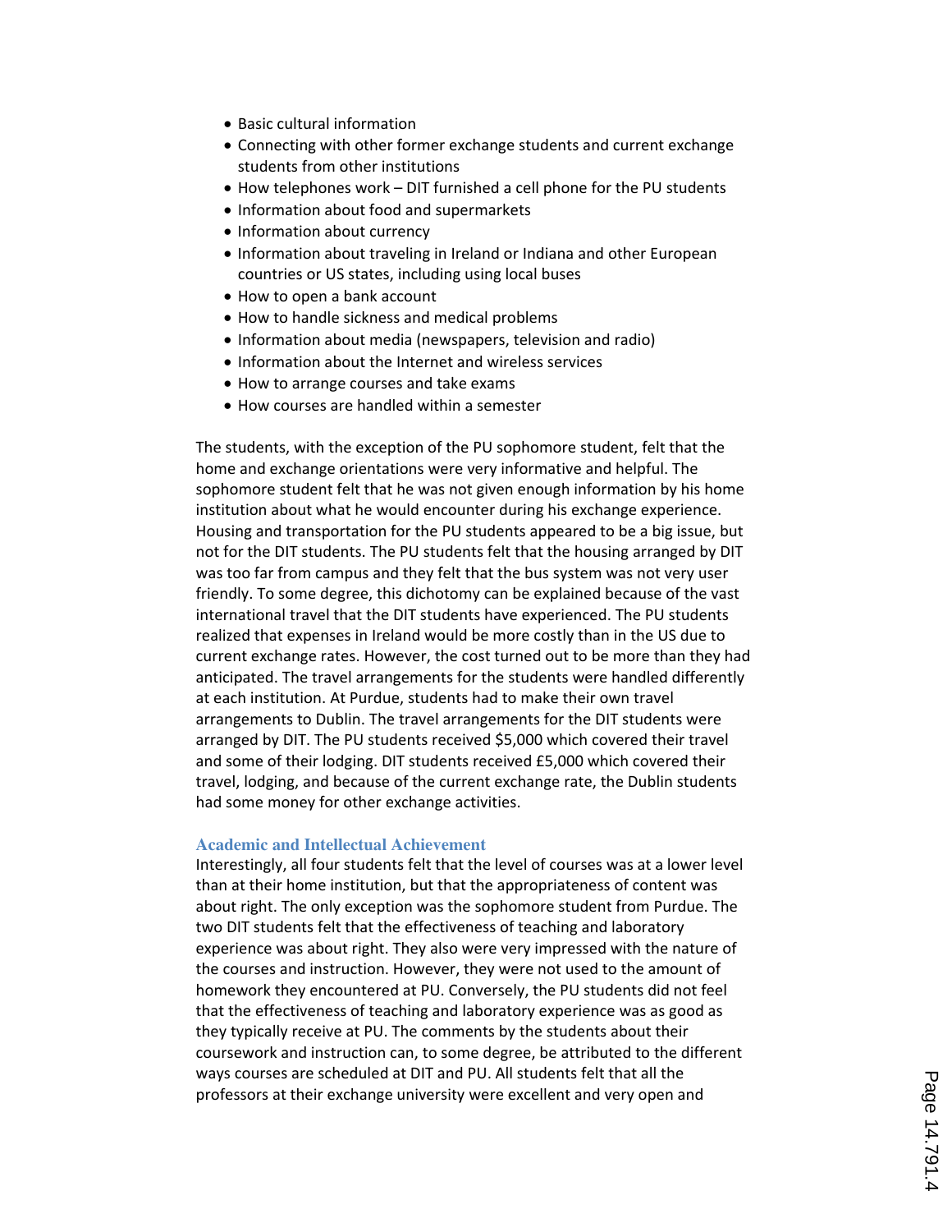- Basic cultural information
- Connecting with other former exchange students and current exchange students from other institutions
- How telephones work – DIT furnished a cell phone for the PU students
- Information about food and supermarkets
- Information about currency
- Information about traveling in Ireland or Indiana and other European countries or US states, including using local buses
- How to open a bank account
- How to handle sickness and medical problems
- Information about media (newspapers, television and radio)
- Information about the Internet and wireless services
- How to arrange courses and take exams
- How courses are handled within a semester

The students, with the exception of the PU sophomore student, felt that the home and exchange orientations were very informative and helpful. The sophomore student felt that he was not given enough information by his home institution about what he would encounter during his exchange experience. Housing and transportation for the PU students appeared to be a big issue, but not for the DIT students. The PU students felt that the housing arranged by DIT was too far from campus and they felt that the bus system was not very user friendly. To some degree, this dichotomy can be explained because of the vast international travel that the DIT students have experienced. The PU students realized that expenses in Ireland would be more costly than in the US due to current exchange rates. However, the cost turned out to be more than they had anticipated. The travel arrangements for the students were handled differently at each institution. At Purdue, students had to make their own travel arrangements to Dublin. The travel arrangements for the DIT students were arranged by DIT. The PU students received $5,000 which covered their travel and some of their lodging. DIT students received £5,000 which covered their travel, lodging, and because of the current exchange rate, the Dublin students had some money for other exchange activities.

### Academic and Intellectual Achievement

Interestingly, all four students felt that the level of courses was at a lower level than at their home institution, but that the appropriateness of content was about right. The only exception was the sophomore student from Purdue. The two DIT students felt that the effectiveness of teaching and laboratory experience was about right. They also were very impressed with the nature of the courses and instruction. However, they were not used to the amount of homework they encountered at PU. Conversely, the PU students did not feel that the effectiveness of teaching and laboratory experience was as good as they typically receive at PU. The comments by the students about their coursework and instruction can, to some degree, be attributed to the different ways courses are scheduled at DIT and PU. All students felt that all the professors at their exchange university were excellent and very open and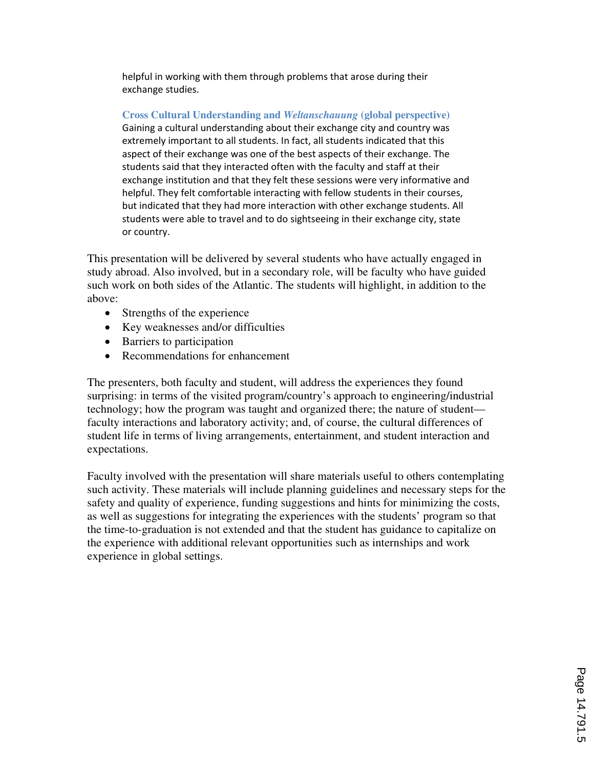helpful in working with them through problems that arose during their exchange studies.

**Cross Cultural Understanding and *Weltanschauung* (global perspective)**

Gaining a cultural understanding about their exchange city and country was extremely important to all students. In fact, all students indicated that this aspect of their exchange was one of the best aspects of their exchange. The students said that they interacted often with the faculty and staff at their exchange institution and that they felt these sessions were very informative and helpful. They felt comfortable interacting with fellow students in their courses, but indicated that they had more interaction with other exchange students. All students were able to travel and to do sightseeing in their exchange city, state or country.

This presentation will be delivered by several students who have actually engaged in study abroad. Also involved, but in a secondary role, will be faculty who have guided such work on both sides of the Atlantic. The students will highlight, in addition to the above:

- Strengths of the experience
- Key weaknesses and/or difficulties
- Barriers to participation
- Recommendations for enhancement

The presenters, both faculty and student, will address the experiences they found surprising: in terms of the visited program/country's approach to engineering/industrial technology; how the program was taught and organized there; the nature of student—faculty interactions and laboratory activity; and, of course, the cultural differences of student life in terms of living arrangements, entertainment, and student interaction and expectations.

Faculty involved with the presentation will share materials useful to others contemplating such activity. These materials will include planning guidelines and necessary steps for the safety and quality of experience, funding suggestions and hints for minimizing the costs, as well as suggestions for integrating the experiences with the students' program so that the time-to-graduation is not extended and that the student has guidance to capitalize on the experience with additional relevant opportunities such as internships and work experience in global settings.